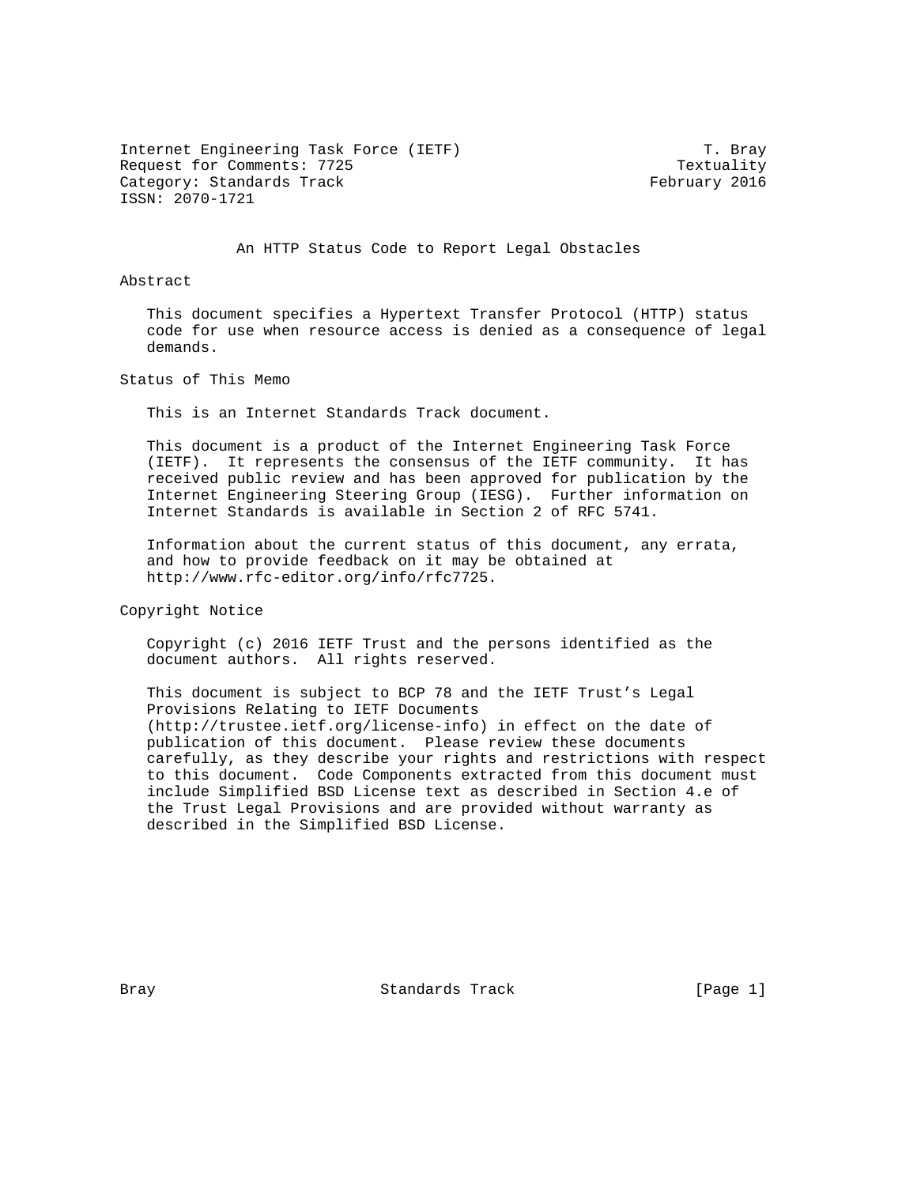Internet Engineering Task Force (IETF) T. Bray
Request for Comments: 7725 Textuality
Category: Standards Track February 2016
ISSN: 2070-1721

# An HTTP Status Code to Report Legal Obstacles

## Abstract

This document specifies a Hypertext Transfer Protocol (HTTP) status code for use when resource access is denied as a consequence of legal demands.

## Status of This Memo

This is an Internet Standards Track document.

This document is a product of the Internet Engineering Task Force (IETF). It represents the consensus of the IETF community. It has received public review and has been approved for publication by the Internet Engineering Steering Group (IESG). Further information on Internet Standards is available in Section 2 of RFC 5741.

Information about the current status of this document, any errata, and how to provide feedback on it may be obtained at http://www.rfc-editor.org/info/rfc7725.

## Copyright Notice

Copyright (c) 2016 IETF Trust and the persons identified as the document authors. All rights reserved.

This document is subject to BCP 78 and the IETF Trust's Legal Provisions Relating to IETF Documents (http://trustee.ietf.org/license-info) in effect on the date of publication of this document. Please review these documents carefully, as they describe your rights and restrictions with respect to this document. Code Components extracted from this document must include Simplified BSD License text as described in Section 4.e of the Trust Legal Provisions and are provided without warranty as described in the Simplified BSD License.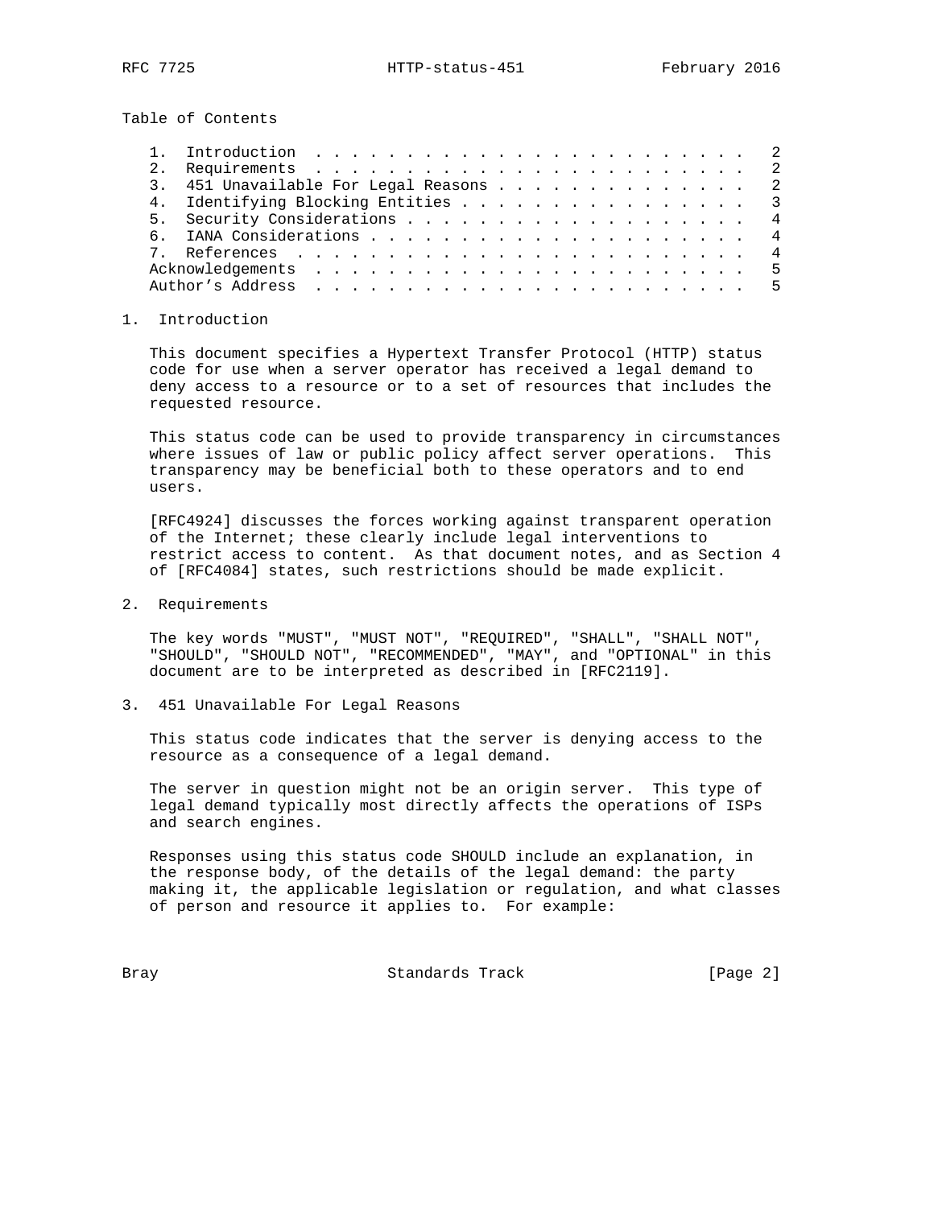## Table of Contents

1. Introduction . . . . . . . . . . . . . . . . . . . . . . . . . 2
2. Requirements . . . . . . . . . . . . . . . . . . . . . . . . . 2
3. 451 Unavailable For Legal Reasons . . . . . . . . . . . . . . 2
4. Identifying Blocking Entities . . . . . . . . . . . . . . . . 3
5. Security Considerations . . . . . . . . . . . . . . . . . . . 4
6. IANA Considerations . . . . . . . . . . . . . . . . . . . . . 4
7. References . . . . . . . . . . . . . . . . . . . . . . . . . 4

Acknowledgements . . . . . . . . . . . . . . . . . . . . . . . . 5
Author's Address . . . . . . . . . . . . . . . . . . . . . . . . 5

## 1. Introduction

This document specifies a Hypertext Transfer Protocol (HTTP) status code for use when a server operator has received a legal demand to deny access to a resource or to a set of resources that includes the requested resource.

This status code can be used to provide transparency in circumstances where issues of law or public policy affect server operations. This transparency may be beneficial both to these operators and to end users.

[RFC4924] discusses the forces working against transparent operation of the Internet; these clearly include legal interventions to restrict access to content. As that document notes, and as Section 4 of [RFC4084] states, such restrictions should be made explicit.

## 2. Requirements

The key words "MUST", "MUST NOT", "REQUIRED", "SHALL", "SHALL NOT", "SHOULD", "SHOULD NOT", "RECOMMENDED", "MAY", and "OPTIONAL" in this document are to be interpreted as described in [RFC2119].

## 3. 451 Unavailable For Legal Reasons

This status code indicates that the server is denying access to the resource as a consequence of a legal demand.

The server in question might not be an origin server. This type of legal demand typically most directly affects the operations of ISPs and search engines.

Responses using this status code SHOULD include an explanation, in the response body, of the details of the legal demand: the party making it, the applicable legislation or regulation, and what classes of person and resource it applies to. For example: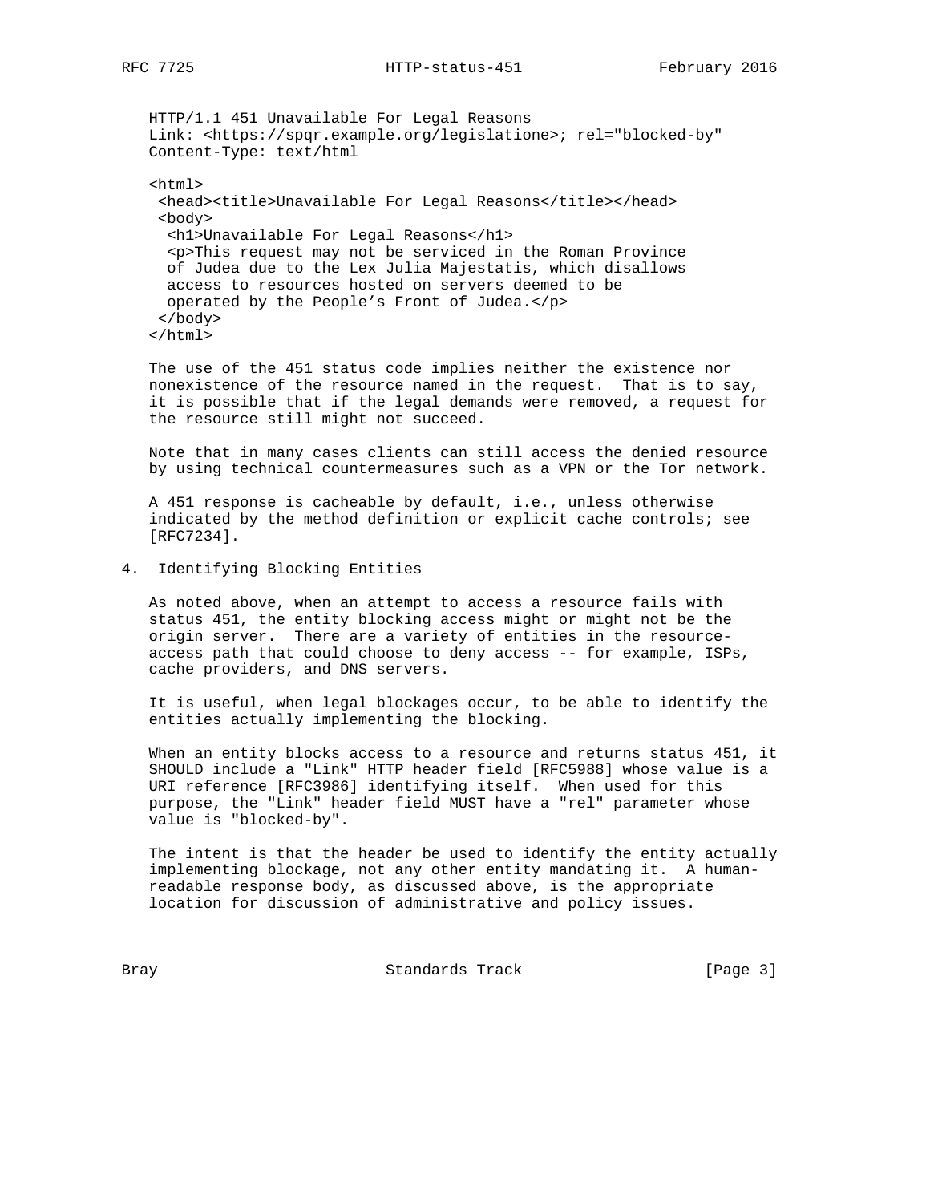```
HTTP/1.1 451 Unavailable For Legal Reasons
Link: <https://spqr.example.org/legislatione>; rel="blocked-by"
Content-Type: text/html

<html>
 <head><title>Unavailable For Legal Reasons</title></head>
 <body>
  <h1>Unavailable For Legal Reasons</h1>
  <p>This request may not be serviced in the Roman Province
  of Judea due to the Lex Julia Majestatis, which disallows
  access to resources hosted on servers deemed to be
  operated by the People's Front of Judea.</p>
 </body>
</html>
```

The use of the 451 status code implies neither the existence nor nonexistence of the resource named in the request. That is to say, it is possible that if the legal demands were removed, a request for the resource still might not succeed.

Note that in many cases clients can still access the denied resource by using technical countermeasures such as a VPN or the Tor network.

A 451 response is cacheable by default, i.e., unless otherwise indicated by the method definition or explicit cache controls; see [RFC7234].

## 4. Identifying Blocking Entities

As noted above, when an attempt to access a resource fails with status 451, the entity blocking access might or might not be the origin server. There are a variety of entities in the resource-access path that could choose to deny access -- for example, ISPs, cache providers, and DNS servers.

It is useful, when legal blockages occur, to be able to identify the entities actually implementing the blocking.

When an entity blocks access to a resource and returns status 451, it SHOULD include a "Link" HTTP header field [RFC5988] whose value is a URI reference [RFC3986] identifying itself. When used for this purpose, the "Link" header field MUST have a "rel" parameter whose value is "blocked-by".

The intent is that the header be used to identify the entity actually implementing blockage, not any other entity mandating it. A human-readable response body, as discussed above, is the appropriate location for discussion of administrative and policy issues.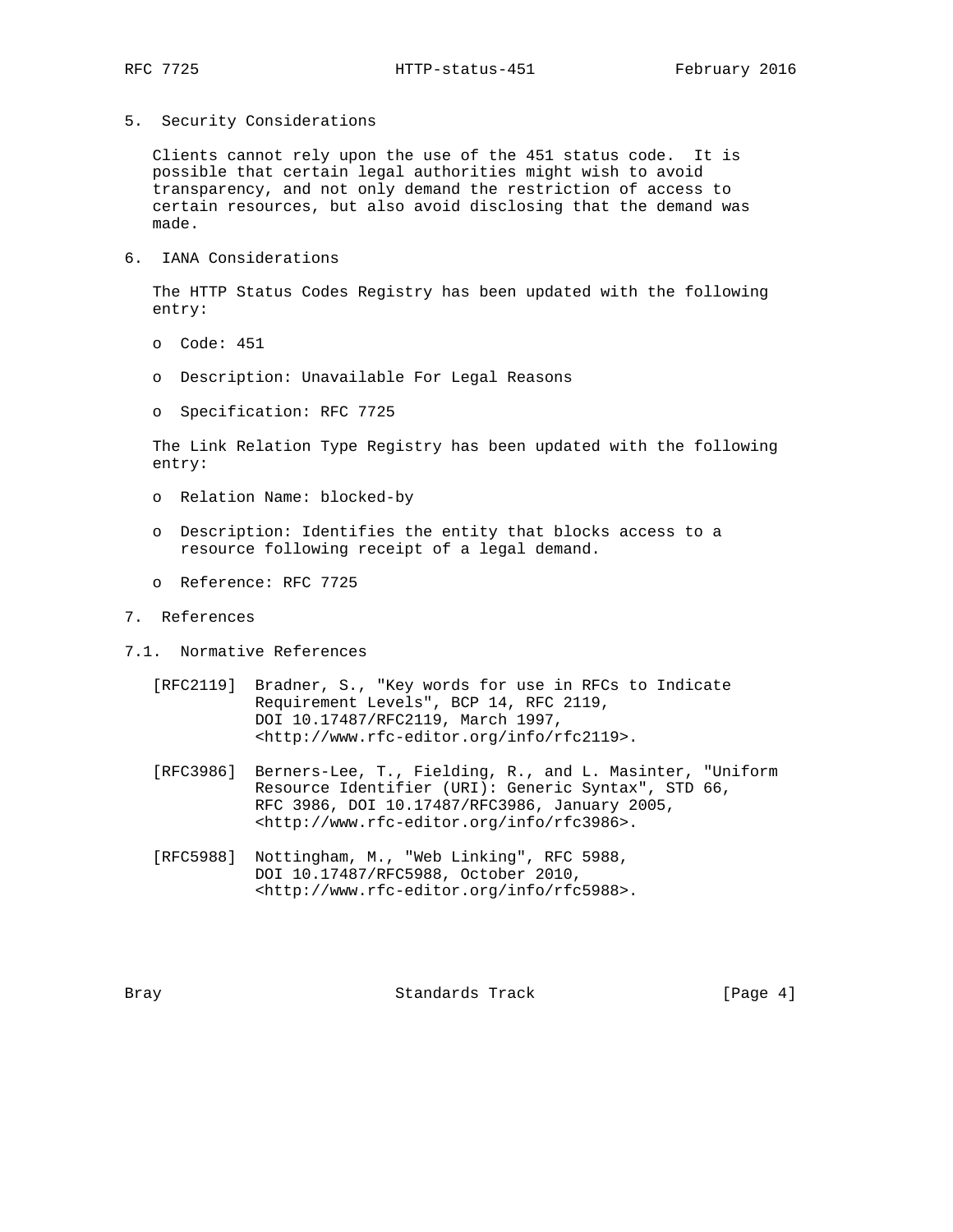## 5. Security Considerations

Clients cannot rely upon the use of the 451 status code. It is possible that certain legal authorities might wish to avoid transparency, and not only demand the restriction of access to certain resources, but also avoid disclosing that the demand was made.

## 6. IANA Considerations

The HTTP Status Codes Registry has been updated with the following entry:

- Code: 451
- Description: Unavailable For Legal Reasons
- Specification: RFC 7725

The Link Relation Type Registry has been updated with the following entry:

- Relation Name: blocked-by
- Description: Identifies the entity that blocks access to a resource following receipt of a legal demand.
- Reference: RFC 7725

## 7. References

### 7.1. Normative References

[RFC2119] Bradner, S., "Key words for use in RFCs to Indicate Requirement Levels", BCP 14, RFC 2119, DOI 10.17487/RFC2119, March 1997, <http://www.rfc-editor.org/info/rfc2119>.

[RFC3986] Berners-Lee, T., Fielding, R., and L. Masinter, "Uniform Resource Identifier (URI): Generic Syntax", STD 66, RFC 3986, DOI 10.17487/RFC3986, January 2005, <http://www.rfc-editor.org/info/rfc3986>.

[RFC5988] Nottingham, M., "Web Linking", RFC 5988, DOI 10.17487/RFC5988, October 2010, <http://www.rfc-editor.org/info/rfc5988>.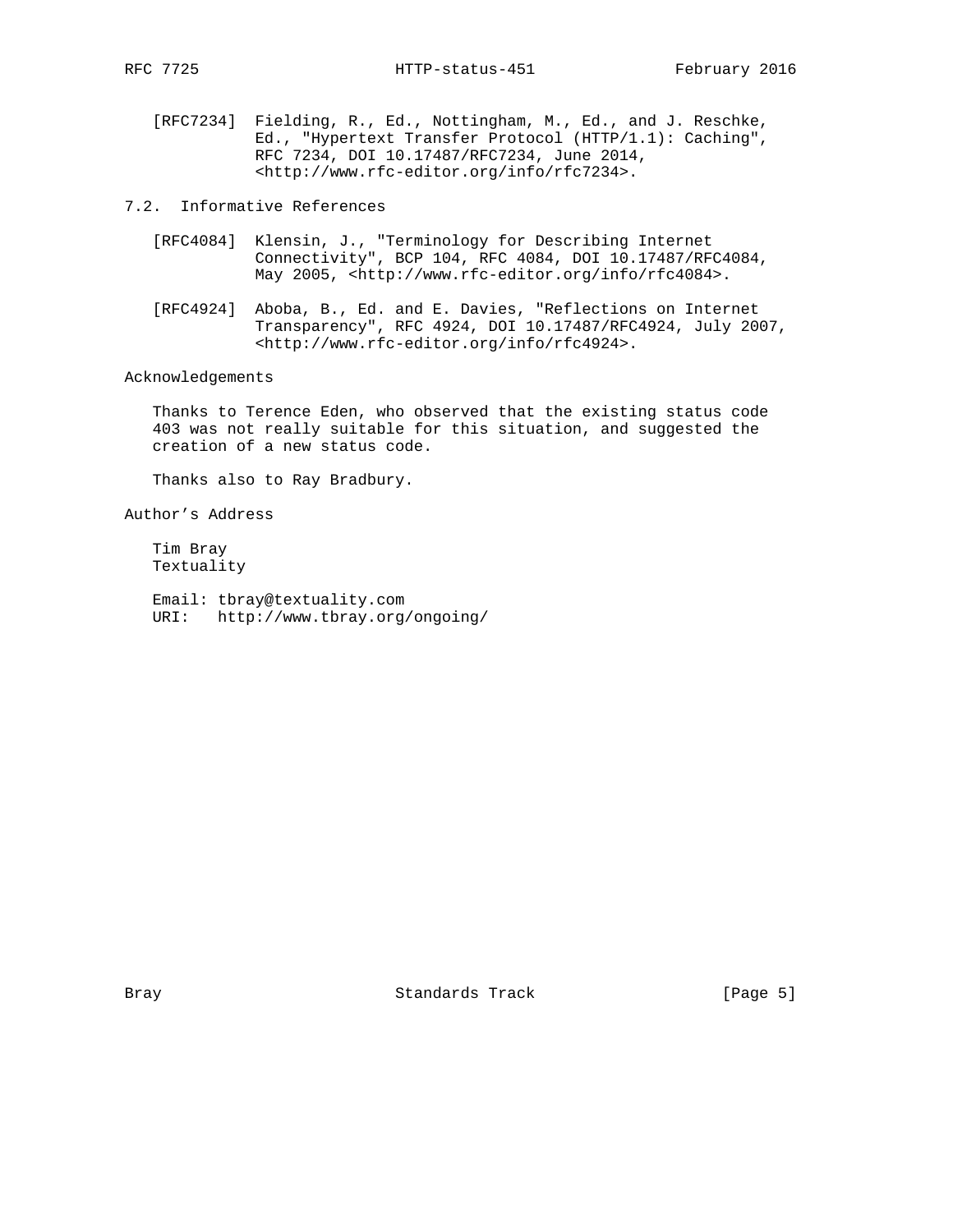[RFC7234] Fielding, R., Ed., Nottingham, M., Ed., and J. Reschke, Ed., "Hypertext Transfer Protocol (HTTP/1.1): Caching", RFC 7234, DOI 10.17487/RFC7234, June 2014, <http://www.rfc-editor.org/info/rfc7234>.

## 7.2. Informative References

[RFC4084] Klensin, J., "Terminology for Describing Internet Connectivity", BCP 104, RFC 4084, DOI 10.17487/RFC4084, May 2005, <http://www.rfc-editor.org/info/rfc4084>.

[RFC4924] Aboba, B., Ed. and E. Davies, "Reflections on Internet Transparency", RFC 4924, DOI 10.17487/RFC4924, July 2007, <http://www.rfc-editor.org/info/rfc4924>.

## Acknowledgements

Thanks to Terence Eden, who observed that the existing status code 403 was not really suitable for this situation, and suggested the creation of a new status code.

Thanks also to Ray Bradbury.

## Author's Address

Tim Bray
Textuality

Email: tbray@textuality.com
URI: http://www.tbray.org/ongoing/